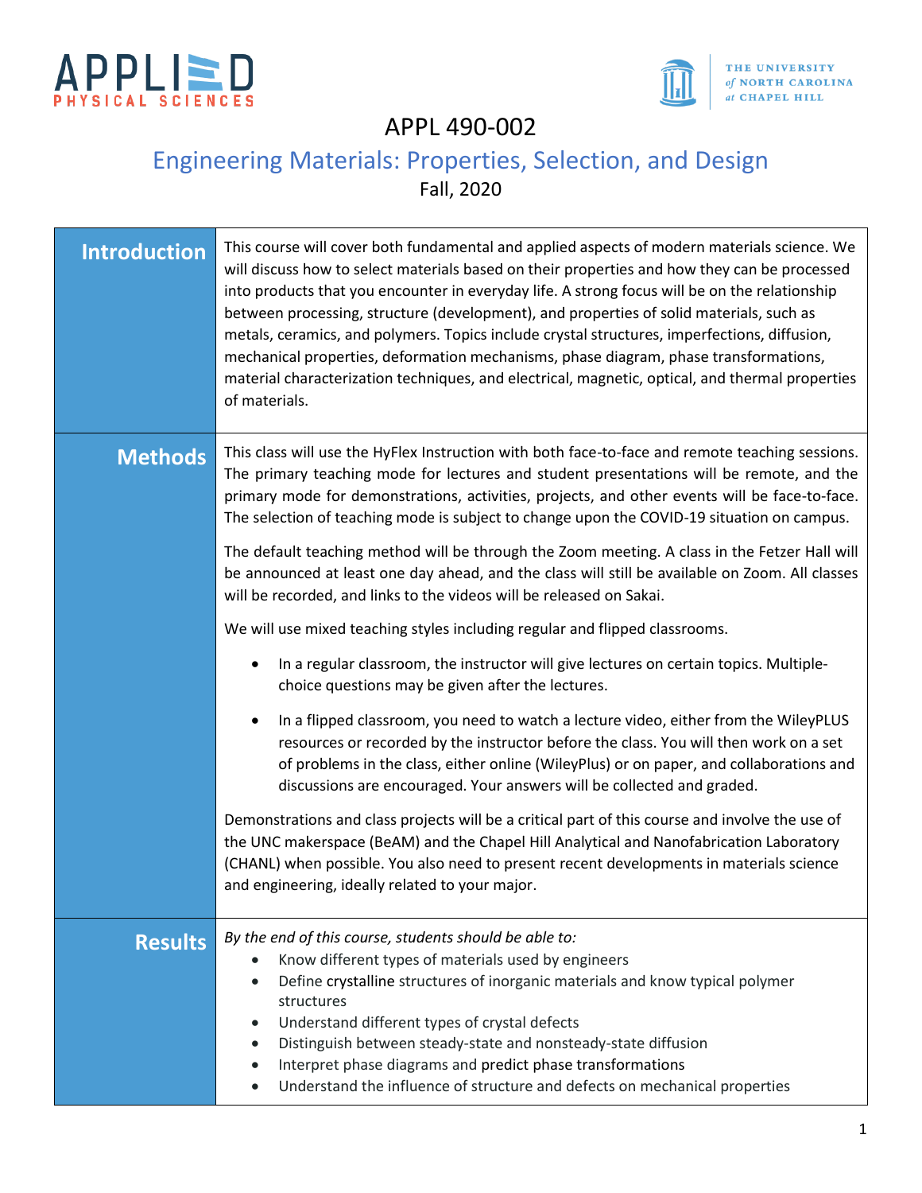APPLIED PHYSICAL SCIENCES

THE UNIVERSITY of NORTH CAROLINA at CHAPEL HILL

# APPL 490-002

## Engineering Materials: Properties, Selection, and Design

Fall, 2020

### Introduction

This course will cover both fundamental and applied aspects of modern materials science. We will discuss how to select materials based on their properties and how they can be processed into products that you encounter in everyday life. A strong focus will be on the relationship between processing, structure (development), and properties of solid materials, such as metals, ceramics, and polymers. Topics include crystal structures, imperfections, diffusion, mechanical properties, deformation mechanisms, phase diagram, phase transformations, material characterization techniques, and electrical, magnetic, optical, and thermal properties of materials.

### Methods

This class will use the HyFlex Instruction with both face-to-face and remote teaching sessions. The primary teaching mode for lectures and student presentations will be remote, and the primary mode for demonstrations, activities, projects, and other events will be face-to-face. The selection of teaching mode is subject to change upon the COVID-19 situation on campus.

The default teaching method will be through the Zoom meeting. A class in the Fetzer Hall will be announced at least one day ahead, and the class will still be available on Zoom. All classes will be recorded, and links to the videos will be released on Sakai.

We will use mixed teaching styles including regular and flipped classrooms.

- In a regular classroom, the instructor will give lectures on certain topics. Multiple-choice questions may be given after the lectures.
- In a flipped classroom, you need to watch a lecture video, either from the WileyPLUS resources or recorded by the instructor before the class. You will then work on a set of problems in the class, either online (WileyPlus) or on paper, and collaborations and discussions are encouraged. Your answers will be collected and graded.

Demonstrations and class projects will be a critical part of this course and involve the use of the UNC makerspace (BeAM) and the Chapel Hill Analytical and Nanofabrication Laboratory (CHANL) when possible. You also need to present recent developments in materials science and engineering, ideally related to your major.

### Results

*By the end of this course, students should be able to:*

- Know different types of materials used by engineers
- Define crystalline structures of inorganic materials and know typical polymer structures
- Understand different types of crystal defects
- Distinguish between steady-state and nonsteady-state diffusion
- Interpret phase diagrams and predict phase transformations
- Understand the influence of structure and defects on mechanical properties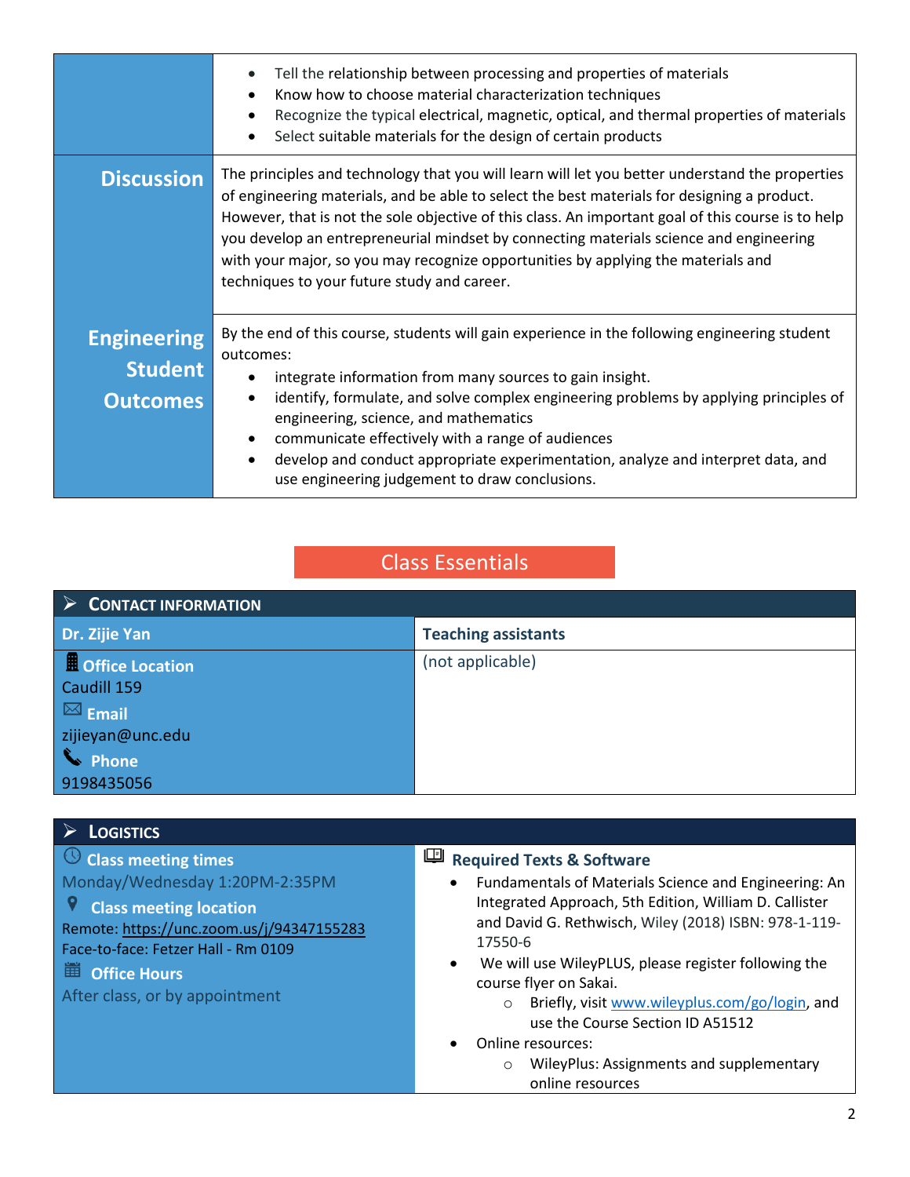- Tell the relationship between processing and properties of materials
- Know how to choose material characterization techniques
- Recognize the typical electrical, magnetic, optical, and thermal properties of materials
- Select suitable materials for the design of certain products

## Discussion

The principles and technology that you will learn will let you better understand the properties of engineering materials, and be able to select the best materials for designing a product. However, that is not the sole objective of this class. An important goal of this course is to help you develop an entrepreneurial mindset by connecting materials science and engineering with your major, so you may recognize opportunities by applying the materials and techniques to your future study and career.

## Engineering Student Outcomes

By the end of this course, students will gain experience in the following engineering student outcomes:

- integrate information from many sources to gain insight.
- identify, formulate, and solve complex engineering problems by applying principles of engineering, science, and mathematics
- communicate effectively with a range of audiences
- develop and conduct appropriate experimentation, analyze and interpret data, and use engineering judgement to draw conclusions.

# Class Essentials

## Contact Information

**Dr. Zijie Yan**

**Office Location**
Caudill 159

**Email**
zijieyan@unc.edu

**Phone**
9198435056

**Teaching assistants**

(not applicable)

## Logistics

**Class meeting times**
Monday/Wednesday 1:20PM-2:35PM

**Class meeting location**
Remote: https://unc.zoom.us/j/94347155283
Face-to-face: Fetzer Hall - Rm 0109

**Office Hours**
After class, or by appointment

**Required Texts & Software**

- Fundamentals of Materials Science and Engineering: An Integrated Approach, 5th Edition, William D. Callister and David G. Rethwisch, Wiley (2018) ISBN: 978-1-119-17550-6
- We will use WileyPLUS, please register following the course flyer on Sakai.
  - Briefly, visit www.wileyplus.com/go/login, and use the Course Section ID A51512
- Online resources:
  - WileyPlus: Assignments and supplementary online resources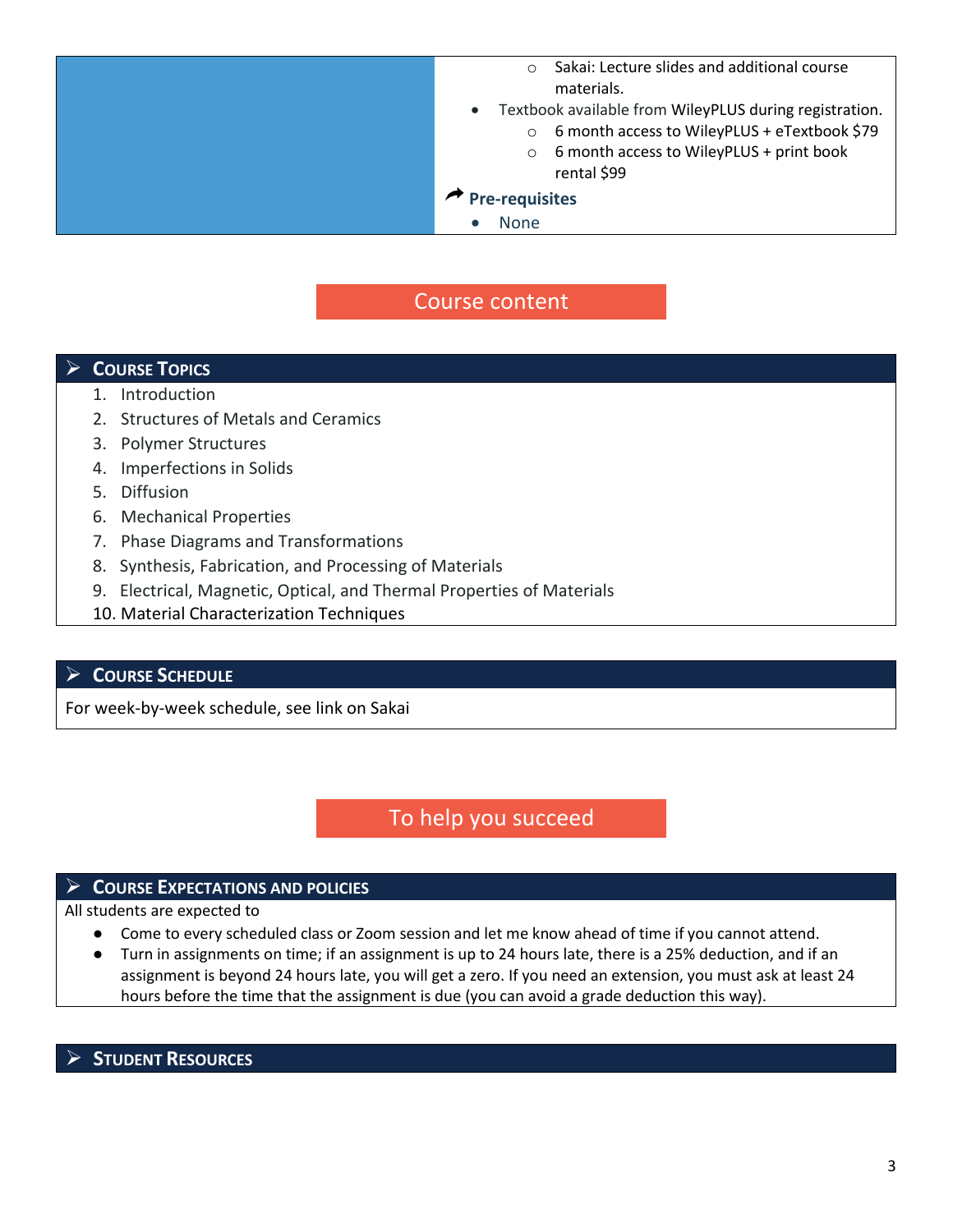- Sakai: Lecture slides and additional course materials.
- Textbook available from WileyPLUS during registration.
  - 6 month access to WileyPLUS + eTextbook $79
  - 6 month access to WileyPLUS + print book rental $99

**Pre-requisites**

- None

## Course content

### Course Topics

1. Introduction
2. Structures of Metals and Ceramics
3. Polymer Structures
4. Imperfections in Solids
5. Diffusion
6. Mechanical Properties
7. Phase Diagrams and Transformations
8. Synthesis, Fabrication, and Processing of Materials
9. Electrical, Magnetic, Optical, and Thermal Properties of Materials
10. Material Characterization Techniques

### Course Schedule

For week-by-week schedule, see link on Sakai

## To help you succeed

### Course Expectations and Policies

All students are expected to

- Come to every scheduled class or Zoom session and let me know ahead of time if you cannot attend.
- Turn in assignments on time; if an assignment is up to 24 hours late, there is a 25% deduction, and if an assignment is beyond 24 hours late, you will get a zero. If you need an extension, you must ask at least 24 hours before the time that the assignment is due (you can avoid a grade deduction this way).

### Student Resources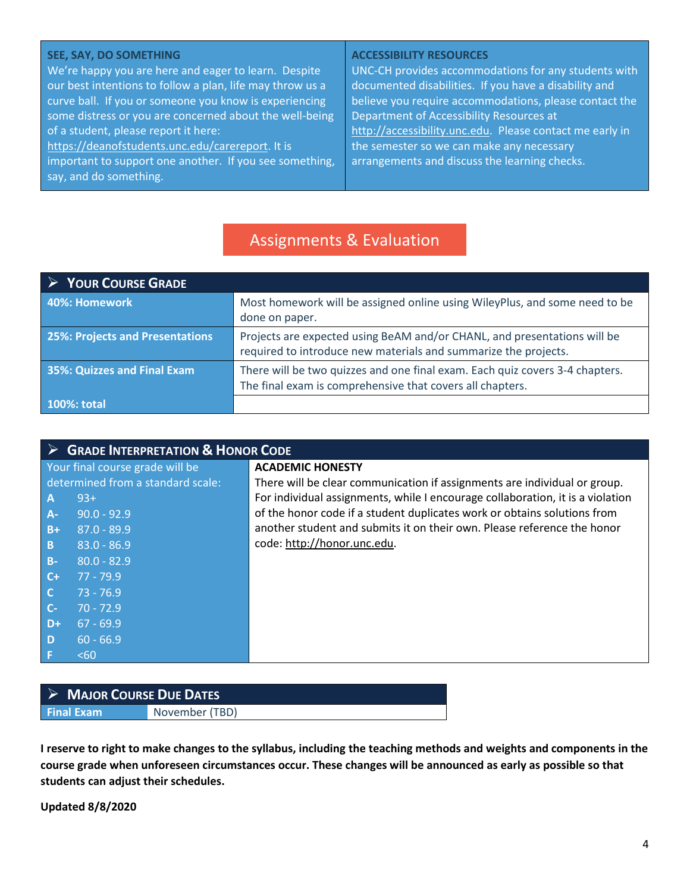**SEE, SAY, DO SOMETHING**

We're happy you are here and eager to learn. Despite our best intentions to follow a plan, life may throw us a curve ball. If you or someone you know is experiencing some distress or you are concerned about the well-being of a student, please report it here: https://deanofstudents.unc.edu/carereport. It is important to support one another. If you see something, say, and do something.

**ACCESSIBILITY RESOURCES**

UNC-CH provides accommodations for any students with documented disabilities. If you have a disability and believe you require accommodations, please contact the Department of Accessibility Resources at http://accessibility.unc.edu. Please contact me early in the semester so we can make any necessary arrangements and discuss the learning checks.

# Assignments & Evaluation

## Your Course Grade

| | |
|---|---|
| **40%: Homework** | Most homework will be assigned online using WileyPlus, and some need to be done on paper. |
| **25%: Projects and Presentations** | Projects are expected using BeAM and/or CHANL, and presentations will be required to introduce new materials and summarize the projects. |
| **35%: Quizzes and Final Exam** | There will be two quizzes and one final exam. Each quiz covers 3-4 chapters. The final exam is comprehensive that covers all chapters. |
| **100%: total** | |

## Grade Interpretation & Honor Code

Your final course grade will be determined from a standard scale:

| | |
|---|---|
| **A** | 93+ |
| **A-** | 90.0 - 92.9 |
| **B+** | 87.0 - 89.9 |
| **B** | 83.0 - 86.9 |
| **B-** | 80.0 - 82.9 |
| **C+** | 77 - 79.9 |
| **C** | 73 - 76.9 |
| **C-** | 70 - 72.9 |
| **D+** | 67 - 69.9 |
| **D** | 60 - 66.9 |
| **F** | <60 |

**ACADEMIC HONESTY**

There will be clear communication if assignments are individual or group. For individual assignments, while I encourage collaboration, it is a violation of the honor code if a student duplicates work or obtains solutions from another student and submits it on their own. Please reference the honor code: http://honor.unc.edu.

## Major Course Due Dates

| | |
|---|---|
| **Final Exam** | November (TBD) |

**I reserve to right to make changes to the syllabus, including the teaching methods and weights and components in the course grade when unforeseen circumstances occur. These changes will be announced as early as possible so that students can adjust their schedules.**

**Updated 8/8/2020**